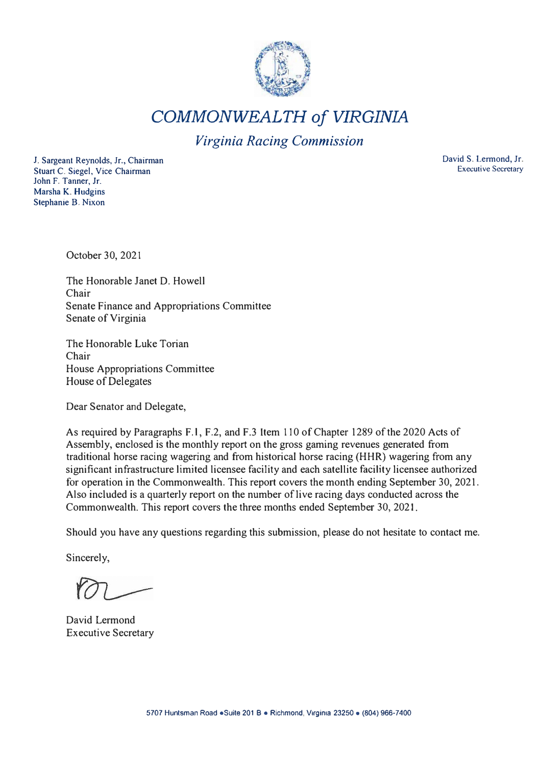# *COMMONWEALTH of VIRGINIA*

## *Virginia Racing Commission*

J. Sargeant Reynolds, Jr., Chairman
Stuart C. Siegel, Vice Chairman
John F. Tanner, Jr.
Marsha K. Hudgins
Stephanie B. Nixon

David S. Lermond, Jr.
Executive Secretary

October 30, 2021

The Honorable Janet D. Howell
Chair
Senate Finance and Appropriations Committee
Senate of Virginia

The Honorable Luke Torian
Chair
House Appropriations Committee
House of Delegates

Dear Senator and Delegate,

As required by Paragraphs F.1, F.2, and F.3 Item 110 of Chapter 1289 of the 2020 Acts of Assembly, enclosed is the monthly report on the gross gaming revenues generated from traditional horse racing wagering and from historical horse racing (HHR) wagering from any significant infrastructure limited licensee facility and each satellite facility licensee authorized for operation in the Commonwealth. This report covers the month ending September 30, 2021. Also included is a quarterly report on the number of live racing days conducted across the Commonwealth. This report covers the three months ended September 30, 2021.

Should you have any questions regarding this submission, please do not hesitate to contact me.

Sincerely,

David Lermond
Executive Secretary

5707 Huntsman Road • Suite 201 B • Richmond, Virginia 23250 • (804) 966-7400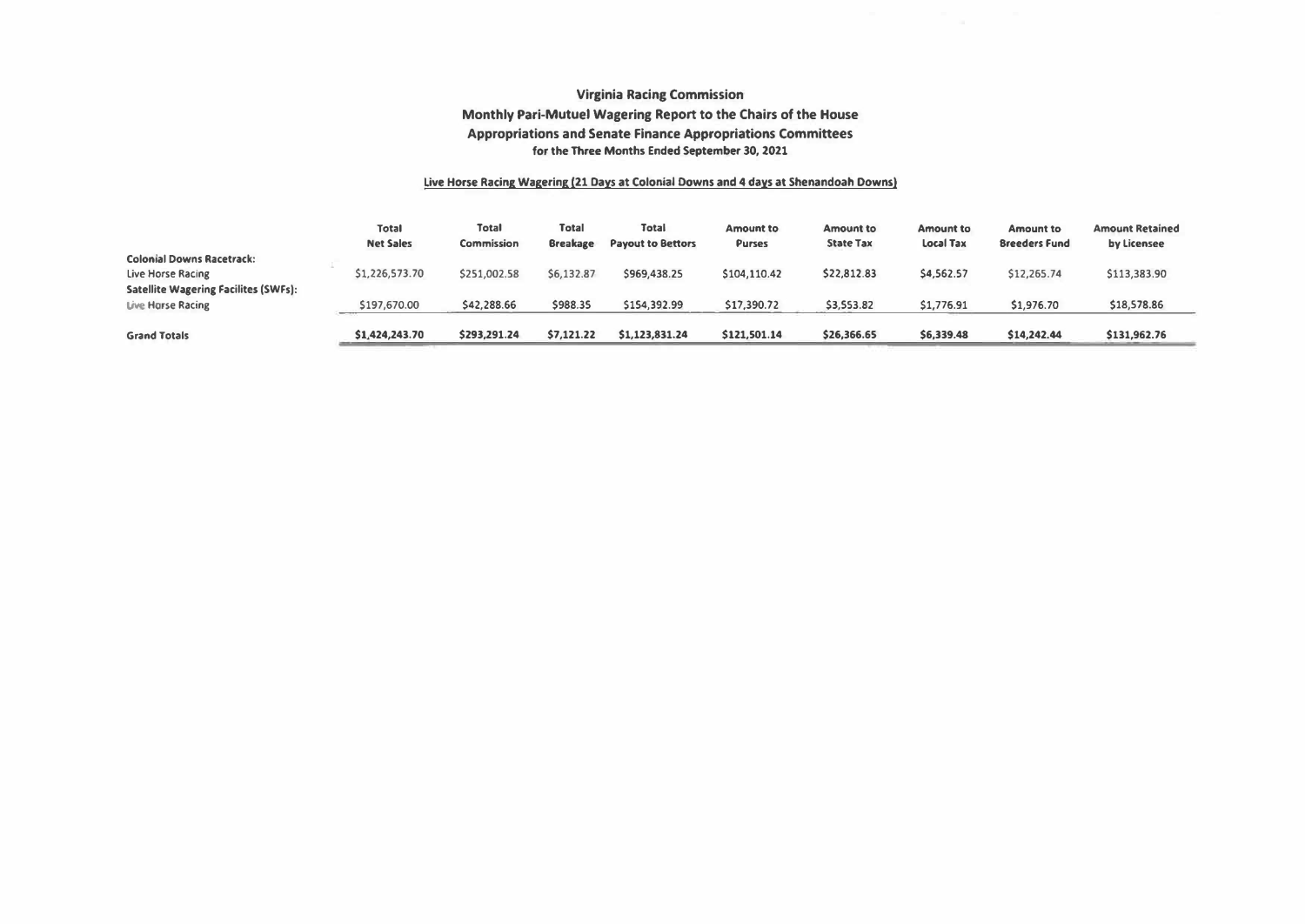## Virginia Racing Commission

### Monthly Pari-Mutuel Wagering Report to the Chairs of the House Appropriations and Senate Finance Appropriations Committees

**for the Three Months Ended September 30, 2021**

**Live Horse Racing Wagering (21 Days at Colonial Downs and 4 days at Shenandoah Downs)**

| | Total Net Sales | Total Commission | Total Breakage | Total Payout to Bettors | Amount to Purses | Amount to State Tax | Amount to Local Tax | Amount to Breeders Fund | Amount Retained by Licensee |
|---|---|---|---|---|---|---|---|---|---|
| **Colonial Downs Racetrack:** | | | | | | | | | |
| Live Horse Racing | $1,226,573.70 | $251,002.58 | $6,132.87 | $969,438.25 | $104,110.42 | $22,812.83 | $4,562.57 | $12,265.74 | $113,383.90 |
| **Satellite Wagering Facilites (SWFs):** | | | | | | | | | |
| Live Horse Racing | $197,670.00 | $42,288.66 | $988.35 | $154,392.99 | $17,390.72 | $3,553.82 | $1,776.91 | $1,976.70 | $18,578.86 |
| **Grand Totals** | **$1,424,243.70** | **$293,291.24** | **$7,121.22** | **$1,123,831.24** | **$121,501.14** | **$26,366.65** | **$6,339.48** | **$14,242.44** | **$131,962.76** |